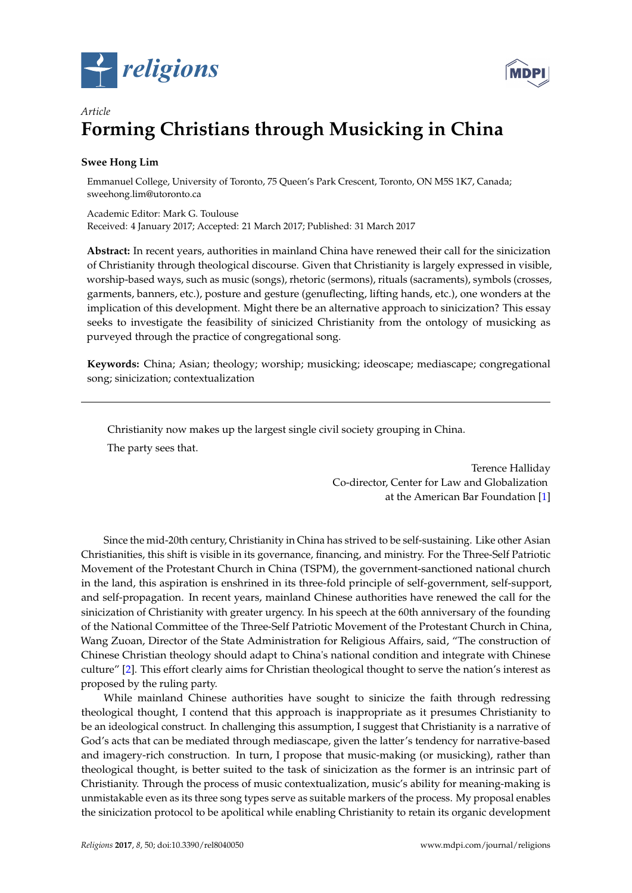*Article*

# Forming Christians through Musicking in China

**Swee Hong Lim**

Emmanuel College, University of Toronto, 75 Queen's Park Crescent, Toronto, ON M5S 1K7, Canada; sweehong.lim@utoronto.ca

Academic Editor: Mark G. Toulouse
Received: 4 January 2017; Accepted: 21 March 2017; Published: 31 March 2017

**Abstract:** In recent years, authorities in mainland China have renewed their call for the sinicization of Christianity through theological discourse. Given that Christianity is largely expressed in visible, worship-based ways, such as music (songs), rhetoric (sermons), rituals (sacraments), symbols (crosses, garments, banners, etc.), posture and gesture (genuflecting, lifting hands, etc.), one wonders at the implication of this development. Might there be an alternative approach to sinicization? This essay seeks to investigate the feasibility of sinicized Christianity from the ontology of musicking as purveyed through the practice of congregational song.

**Keywords:** China; Asian; theology; worship; musicking; ideoscape; mediascape; congregational song; sinicization; contextualization

---

> Christianity now makes up the largest single civil society grouping in China.
>
> The party sees that.
>
> Terence Halliday
> Co-director, Center for Law and Globalization
> at the American Bar Foundation [1]

Since the mid-20th century, Christianity in China has strived to be self-sustaining. Like other Asian Christianities, this shift is visible in its governance, financing, and ministry. For the Three-Self Patriotic Movement of the Protestant Church in China (TSPM), the government-sanctioned national church in the land, this aspiration is enshrined in its three-fold principle of self-government, self-support, and self-propagation. In recent years, mainland Chinese authorities have renewed the call for the sinicization of Christianity with greater urgency. In his speech at the 60th anniversary of the founding of the National Committee of the Three-Self Patriotic Movement of the Protestant Church in China, Wang Zuoan, Director of the State Administration for Religious Affairs, said, "The construction of Chinese Christian theology should adapt to China's national condition and integrate with Chinese culture" [2]. This effort clearly aims for Christian theological thought to serve the nation's interest as proposed by the ruling party.

While mainland Chinese authorities have sought to sinicize the faith through redressing theological thought, I contend that this approach is inappropriate as it presumes Christianity to be an ideological construct. In challenging this assumption, I suggest that Christianity is a narrative of God's acts that can be mediated through mediascape, given the latter's tendency for narrative-based and imagery-rich construction. In turn, I propose that music-making (or musicking), rather than theological thought, is better suited to the task of sinicization as the former is an intrinsic part of Christianity. Through the process of music contextualization, music's ability for meaning-making is unmistakable even as its three song types serve as suitable markers of the process. My proposal enables the sinicization protocol to be apolitical while enabling Christianity to retain its organic development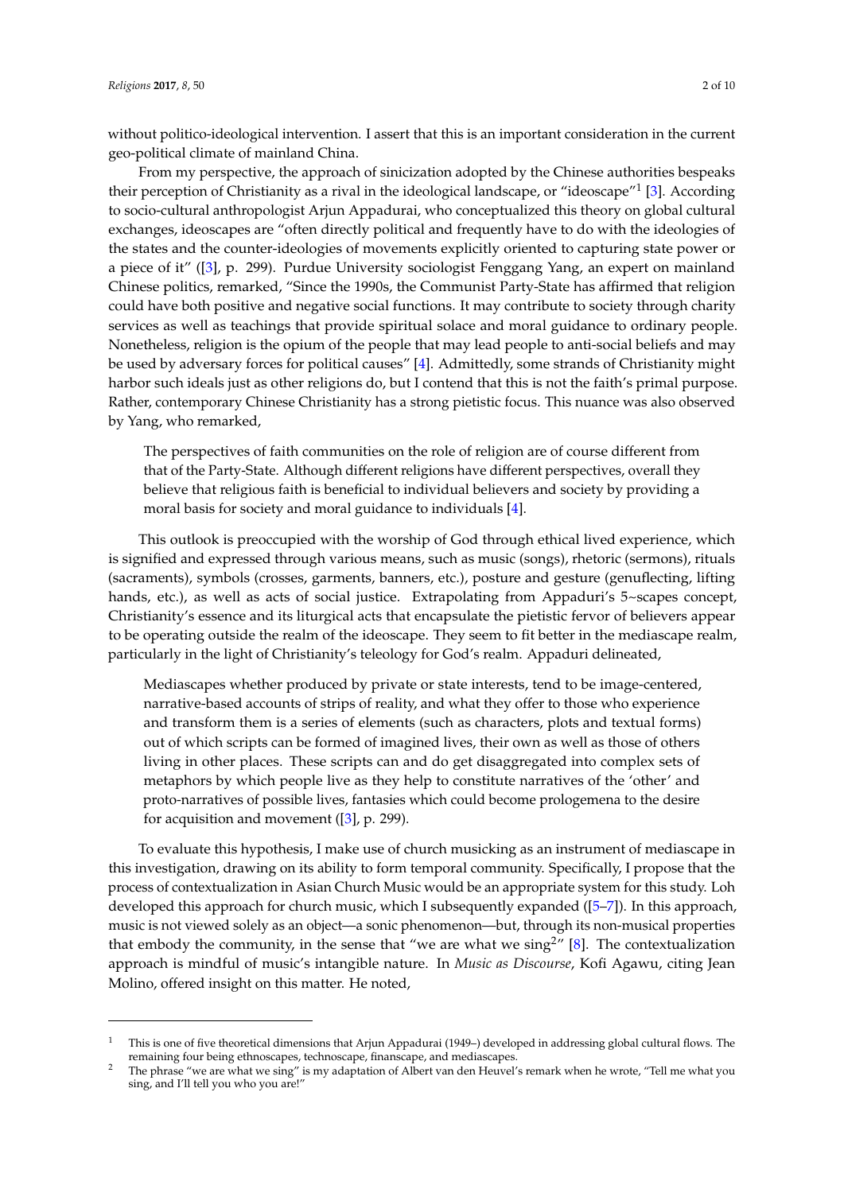without politico-ideological intervention. I assert that this is an important consideration in the current geo-political climate of mainland China.

From my perspective, the approach of sinicization adopted by the Chinese authorities bespeaks their perception of Christianity as a rival in the ideological landscape, or "ideoscape"[1] [3]. According to socio-cultural anthropologist Arjun Appadurai, who conceptualized this theory on global cultural exchanges, ideoscapes are "often directly political and frequently have to do with the ideologies of the states and the counter-ideologies of movements explicitly oriented to capturing state power or a piece of it" ([3], p. 299). Purdue University sociologist Fenggang Yang, an expert on mainland Chinese politics, remarked, "Since the 1990s, the Communist Party-State has affirmed that religion could have both positive and negative social functions. It may contribute to society through charity services as well as teachings that provide spiritual solace and moral guidance to ordinary people. Nonetheless, religion is the opium of the people that may lead people to anti-social beliefs and may be used by adversary forces for political causes" [4]. Admittedly, some strands of Christianity might harbor such ideals just as other religions do, but I contend that this is not the faith's primal purpose. Rather, contemporary Chinese Christianity has a strong pietistic focus. This nuance was also observed by Yang, who remarked,

> The perspectives of faith communities on the role of religion are of course different from that of the Party-State. Although different religions have different perspectives, overall they believe that religious faith is beneficial to individual believers and society by providing a moral basis for society and moral guidance to individuals [4].

This outlook is preoccupied with the worship of God through ethical lived experience, which is signified and expressed through various means, such as music (songs), rhetoric (sermons), rituals (sacraments), symbols (crosses, garments, banners, etc.), posture and gesture (genuflecting, lifting hands, etc.), as well as acts of social justice. Extrapolating from Appaduri's 5~scapes concept, Christianity's essence and its liturgical acts that encapsulate the pietistic fervor of believers appear to be operating outside the realm of the ideoscape. They seem to fit better in the mediascape realm, particularly in the light of Christianity's teleology for God's realm. Appaduri delineated,

> Mediascapes whether produced by private or state interests, tend to be image-centered, narrative-based accounts of strips of reality, and what they offer to those who experience and transform them is a series of elements (such as characters, plots and textual forms) out of which scripts can be formed of imagined lives, their own as well as those of others living in other places. These scripts can and do get disaggregated into complex sets of metaphors by which people live as they help to constitute narratives of the 'other' and proto-narratives of possible lives, fantasies which could become prologemena to the desire for acquisition and movement ([3], p. 299).

To evaluate this hypothesis, I make use of church musicking as an instrument of mediascape in this investigation, drawing on its ability to form temporal community. Specifically, I propose that the process of contextualization in Asian Church Music would be an appropriate system for this study. Loh developed this approach for church music, which I subsequently expanded ([5–7]). In this approach, music is not viewed solely as an object—a sonic phenomenon—but, through its non-musical properties that embody the community, in the sense that "we are what we sing[2]" [8]. The contextualization approach is mindful of music's intangible nature. In *Music as Discourse*, Kofi Agawu, citing Jean Molino, offered insight on this matter. He noted,

---

[1] This is one of five theoretical dimensions that Arjun Appadurai (1949–) developed in addressing global cultural flows. The remaining four being ethnoscapes, technoscape, finanscape, and mediascapes.

[2] The phrase "we are what we sing" is my adaptation of Albert van den Heuvel's remark when he wrote, "Tell me what you sing, and I'll tell you who you are!"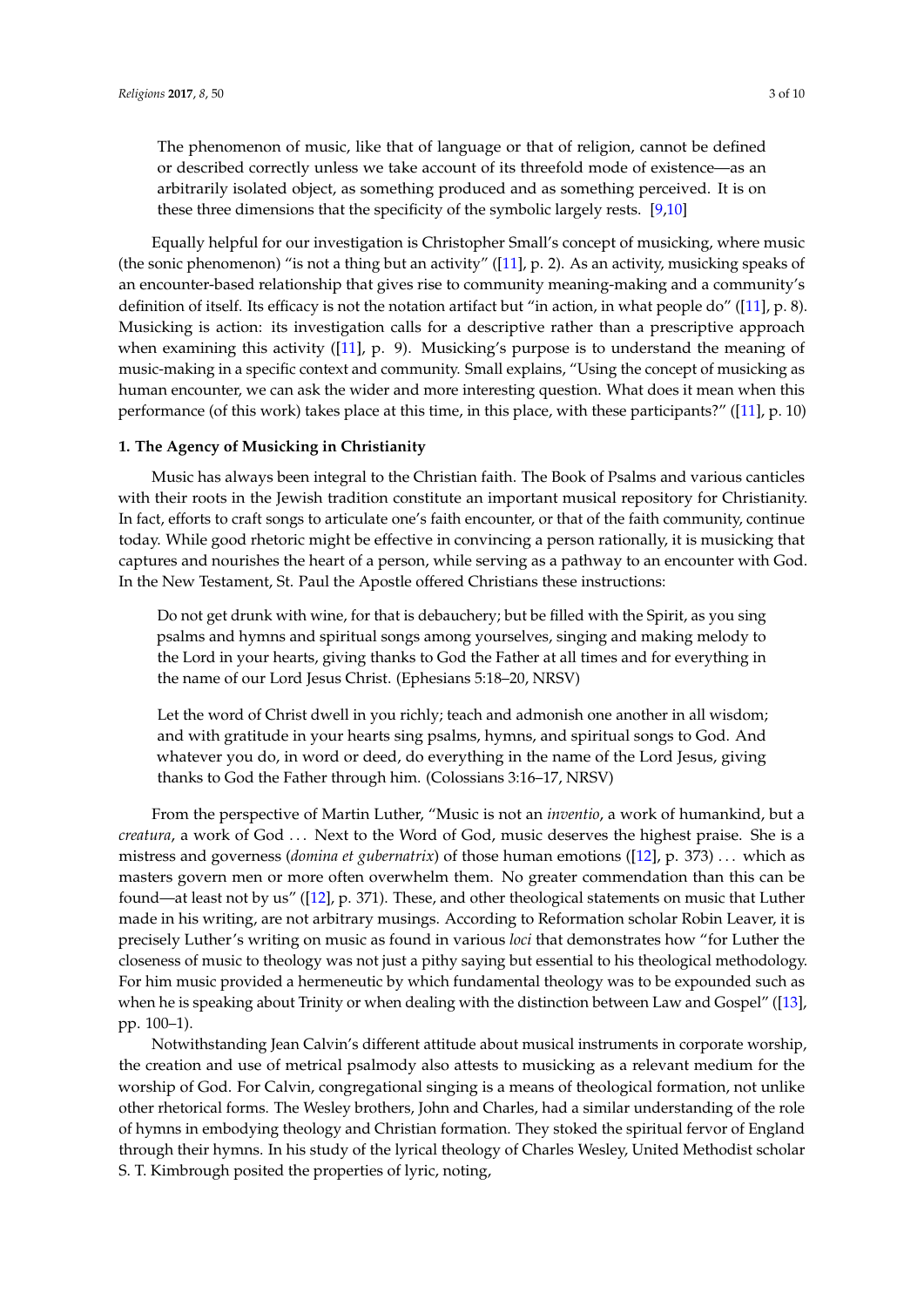> The phenomenon of music, like that of language or that of religion, cannot be defined or described correctly unless we take account of its threefold mode of existence—as an arbitrarily isolated object, as something produced and as something perceived. It is on these three dimensions that the specificity of the symbolic largely rests. [9,10]

Equally helpful for our investigation is Christopher Small's concept of musicking, where music (the sonic phenomenon) "is not a thing but an activity" ([11], p. 2). As an activity, musicking speaks of an encounter-based relationship that gives rise to community meaning-making and a community's definition of itself. Its efficacy is not the notation artifact but "in action, in what people do" ([11], p. 8). Musicking is action: its investigation calls for a descriptive rather than a prescriptive approach when examining this activity ([11], p. 9). Musicking's purpose is to understand the meaning of music-making in a specific context and community. Small explains, "Using the concept of musicking as human encounter, we can ask the wider and more interesting question. What does it mean when this performance (of this work) takes place at this time, in this place, with these participants?" ([11], p. 10)

## 1. The Agency of Musicking in Christianity

Music has always been integral to the Christian faith. The Book of Psalms and various canticles with their roots in the Jewish tradition constitute an important musical repository for Christianity. In fact, efforts to craft songs to articulate one's faith encounter, or that of the faith community, continue today. While good rhetoric might be effective in convincing a person rationally, it is musicking that captures and nourishes the heart of a person, while serving as a pathway to an encounter with God. In the New Testament, St. Paul the Apostle offered Christians these instructions:

> Do not get drunk with wine, for that is debauchery; but be filled with the Spirit, as you sing psalms and hymns and spiritual songs among yourselves, singing and making melody to the Lord in your hearts, giving thanks to God the Father at all times and for everything in the name of our Lord Jesus Christ. (Ephesians 5:18–20, NRSV)

> Let the word of Christ dwell in you richly; teach and admonish one another in all wisdom; and with gratitude in your hearts sing psalms, hymns, and spiritual songs to God. And whatever you do, in word or deed, do everything in the name of the Lord Jesus, giving thanks to God the Father through him. (Colossians 3:16–17, NRSV)

From the perspective of Martin Luther, "Music is not an *inventio*, a work of humankind, but a *creatura*, a work of God ... Next to the Word of God, music deserves the highest praise. She is a mistress and governess (*domina et gubernatrix*) of those human emotions ([12], p. 373) ... which as masters govern men or more often overwhelm them. No greater commendation than this can be found—at least not by us" ([12], p. 371). These, and other theological statements on music that Luther made in his writing, are not arbitrary musings. According to Reformation scholar Robin Leaver, it is precisely Luther's writing on music as found in various *loci* that demonstrates how "for Luther the closeness of music to theology was not just a pithy saying but essential to his theological methodology. For him music provided a hermeneutic by which fundamental theology was to be expounded such as when he is speaking about Trinity or when dealing with the distinction between Law and Gospel" ([13], pp. 100–1).

Notwithstanding Jean Calvin's different attitude about musical instruments in corporate worship, the creation and use of metrical psalmody also attests to musicking as a relevant medium for the worship of God. For Calvin, congregational singing is a means of theological formation, not unlike other rhetorical forms. The Wesley brothers, John and Charles, had a similar understanding of the role of hymns in embodying theology and Christian formation. They stoked the spiritual fervor of England through their hymns. In his study of the lyrical theology of Charles Wesley, United Methodist scholar S. T. Kimbrough posited the properties of lyric, noting,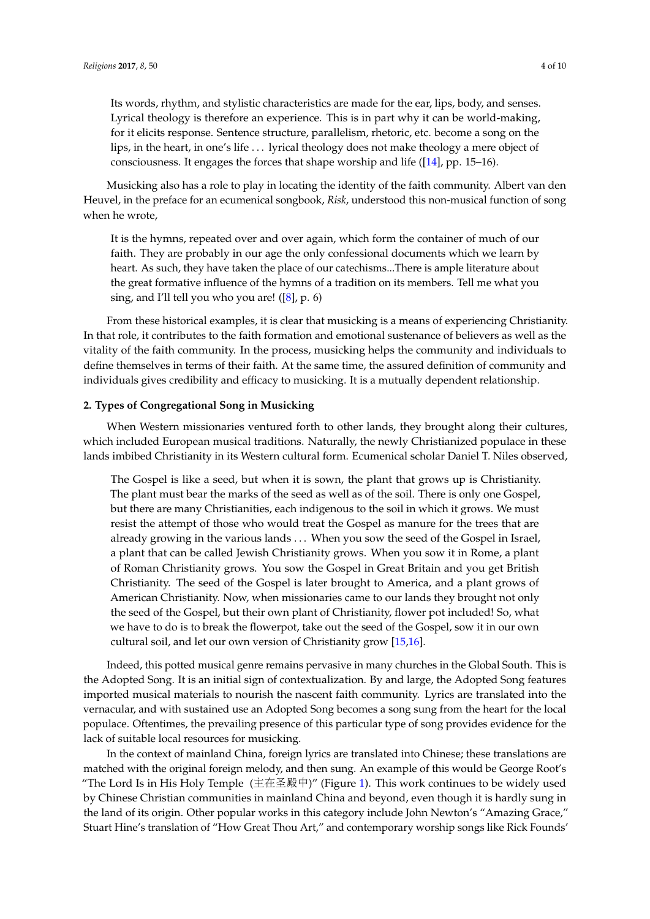> Its words, rhythm, and stylistic characteristics are made for the ear, lips, body, and senses. Lyrical theology is therefore an experience. This is in part why it can be world-making, for it elicits response. Sentence structure, parallelism, rhetoric, etc. become a song on the lips, in the heart, in one's life . . . lyrical theology does not make theology a mere object of consciousness. It engages the forces that shape worship and life ([14], pp. 15–16).

Musicking also has a role to play in locating the identity of the faith community. Albert van den Heuvel, in the preface for an ecumenical songbook, *Risk*, understood this non-musical function of song when he wrote,

> It is the hymns, repeated over and over again, which form the container of much of our faith. They are probably in our age the only confessional documents which we learn by heart. As such, they have taken the place of our catechisms...There is ample literature about the great formative influence of the hymns of a tradition on its members. Tell me what you sing, and I'll tell you who you are! ([8], p. 6)

From these historical examples, it is clear that musicking is a means of experiencing Christianity. In that role, it contributes to the faith formation and emotional sustenance of believers as well as the vitality of the faith community. In the process, musicking helps the community and individuals to define themselves in terms of their faith. At the same time, the assured definition of community and individuals gives credibility and efficacy to musicking. It is a mutually dependent relationship.

## 2. Types of Congregational Song in Musicking

When Western missionaries ventured forth to other lands, they brought along their cultures, which included European musical traditions. Naturally, the newly Christianized populace in these lands imbibed Christianity in its Western cultural form. Ecumenical scholar Daniel T. Niles observed,

> The Gospel is like a seed, but when it is sown, the plant that grows up is Christianity. The plant must bear the marks of the seed as well as of the soil. There is only one Gospel, but there are many Christianities, each indigenous to the soil in which it grows. We must resist the attempt of those who would treat the Gospel as manure for the trees that are already growing in the various lands . . . When you sow the seed of the Gospel in Israel, a plant that can be called Jewish Christianity grows. When you sow it in Rome, a plant of Roman Christianity grows. You sow the Gospel in Great Britain and you get British Christianity. The seed of the Gospel is later brought to America, and a plant grows of American Christianity. Now, when missionaries came to our lands they brought not only the seed of the Gospel, but their own plant of Christianity, flower pot included! So, what we have to do is to break the flowerpot, take out the seed of the Gospel, sow it in our own cultural soil, and let our own version of Christianity grow [15,16].

Indeed, this potted musical genre remains pervasive in many churches in the Global South. This is the Adopted Song. It is an initial sign of contextualization. By and large, the Adopted Song features imported musical materials to nourish the nascent faith community. Lyrics are translated into the vernacular, and with sustained use an Adopted Song becomes a song sung from the heart for the local populace. Oftentimes, the prevailing presence of this particular type of song provides evidence for the lack of suitable local resources for musicking.

In the context of mainland China, foreign lyrics are translated into Chinese; these translations are matched with the original foreign melody, and then sung. An example of this would be George Root's "The Lord Is in His Holy Temple (主在圣殿中)" (Figure 1). This work continues to be widely used by Chinese Christian communities in mainland China and beyond, even though it is hardly sung in the land of its origin. Other popular works in this category include John Newton's "Amazing Grace," Stuart Hine's translation of "How Great Thou Art," and contemporary worship songs like Rick Founds'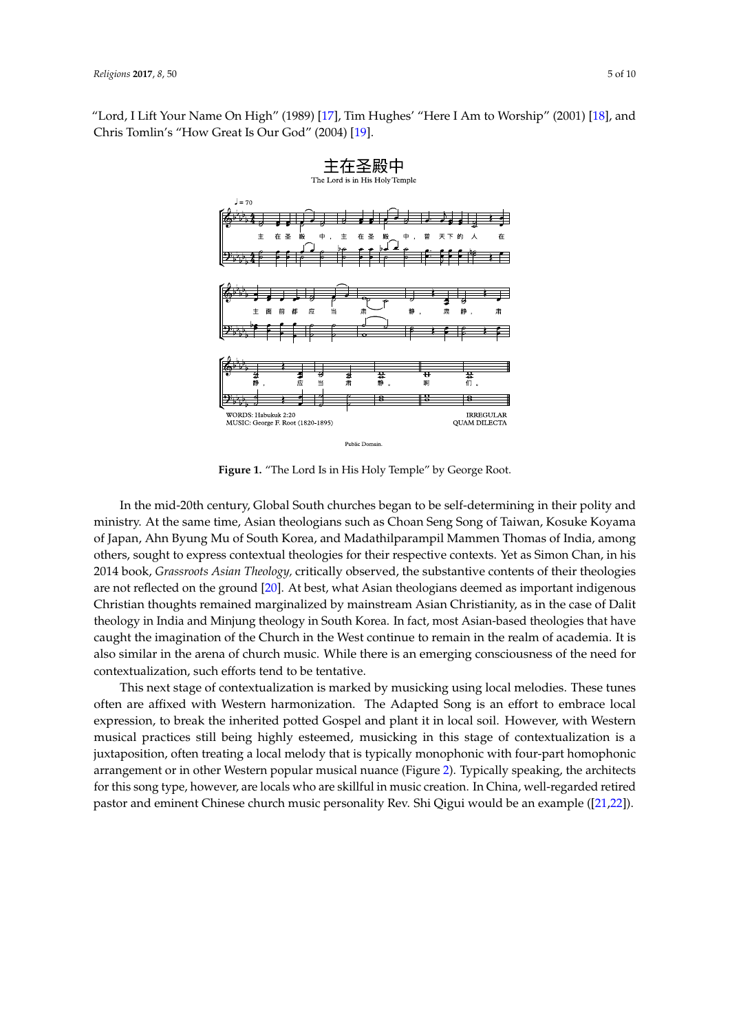"Lord, I Lift Your Name On High" (1989) [17], Tim Hughes' "Here I Am to Worship" (2001) [18], and Chris Tomlin's "How Great Is Our God" (2004) [19].

**Figure 1.** "The Lord Is in His Holy Temple" by George Root.

In the mid-20th century, Global South churches began to be self-determining in their polity and ministry. At the same time, Asian theologians such as Choan Seng Song of Taiwan, Kosuke Koyama of Japan, Ahn Byung Mu of South Korea, and Madathilparampil Mammen Thomas of India, among others, sought to express contextual theologies for their respective contexts. Yet as Simon Chan, in his 2014 book, *Grassroots Asian Theology,* critically observed, the substantive contents of their theologies are not reflected on the ground [20]. At best, what Asian theologians deemed as important indigenous Christian thoughts remained marginalized by mainstream Asian Christianity, as in the case of Dalit theology in India and Minjung theology in South Korea. In fact, most Asian-based theologies that have caught the imagination of the Church in the West continue to remain in the realm of academia. It is also similar in the arena of church music. While there is an emerging consciousness of the need for contextualization, such efforts tend to be tentative.

This next stage of contextualization is marked by musicking using local melodies. These tunes often are affixed with Western harmonization. The Adapted Song is an effort to embrace local expression, to break the inherited potted Gospel and plant it in local soil. However, with Western musical practices still being highly esteemed, musicking in this stage of contextualization is a juxtaposition, often treating a local melody that is typically monophonic with four-part homophonic arrangement or in other Western popular musical nuance (Figure 2). Typically speaking, the architects for this song type, however, are locals who are skillful in music creation. In China, well-regarded retired pastor and eminent Chinese church music personality Rev. Shi Qigui would be an example ([21,22]).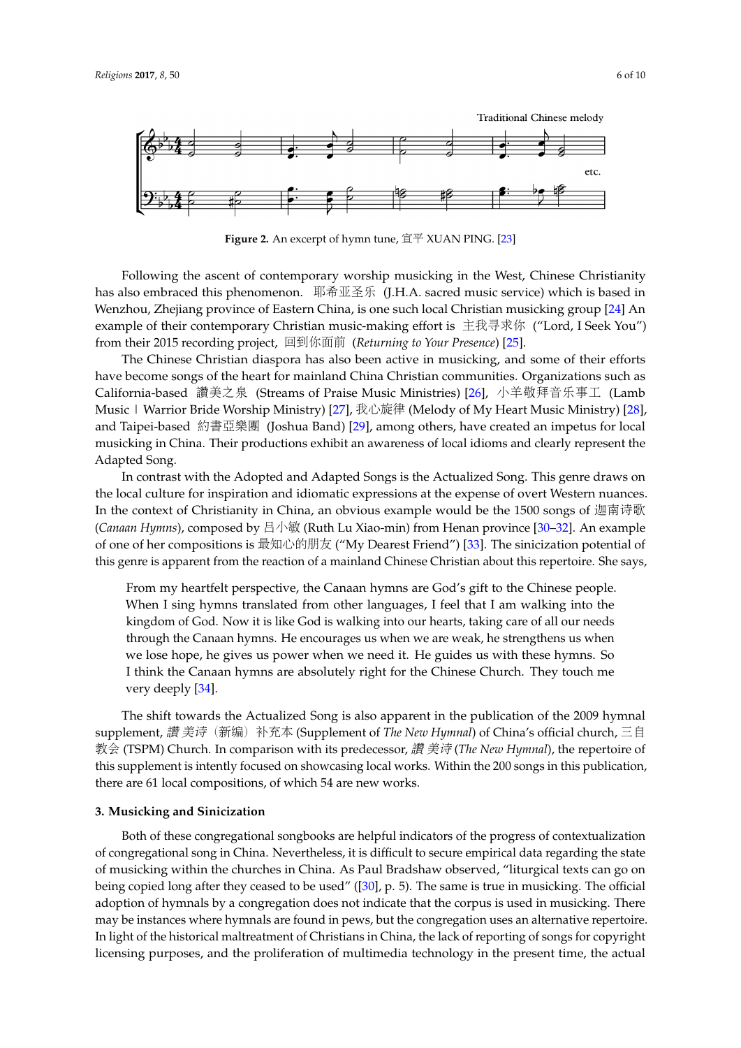Traditional Chinese melody

etc.

**Figure 2.** An excerpt of hymn tune, 宣平 XUAN PING. [23]

Following the ascent of contemporary worship musicking in the West, Chinese Christianity has also embraced this phenomenon. 耶希亚圣乐 (J.H.A. sacred music service) which is based in Wenzhou, Zhejiang province of Eastern China, is one such local Christian musicking group [24] An example of their contemporary Christian music-making effort is 主我寻求你 ("Lord, I Seek You") from their 2015 recording project, 回到你面前 (*Returning to Your Presence*) [25].

The Chinese Christian diaspora has also been active in musicking, and some of their efforts have become songs of the heart for mainland China Christian communities. Organizations such as California-based 讚美之泉 (Streams of Praise Music Ministries) [26], 小羊敬拜音乐事工 (Lamb Music | Warrior Bride Worship Ministry) [27], 我心旋律 (Melody of My Heart Music Ministry) [28], and Taipei-based 約書亞樂團 (Joshua Band) [29], among others, have created an impetus for local musicking in China. Their productions exhibit an awareness of local idioms and clearly represent the Adapted Song.

In contrast with the Adopted and Adapted Songs is the Actualized Song. This genre draws on the local culture for inspiration and idiomatic expressions at the expense of overt Western nuances. In the context of Christianity in China, an obvious example would be the 1500 songs of 迦南诗歌 (*Canaan Hymns*), composed by 吕小敏 (Ruth Lu Xiao-min) from Henan province [30–32]. An example of one of her compositions is 最知心的朋友 ("My Dearest Friend") [33]. The sinicization potential of this genre is apparent from the reaction of a mainland Chinese Christian about this repertoire. She says,

> From my heartfelt perspective, the Canaan hymns are God's gift to the Chinese people. When I sing hymns translated from other languages, I feel that I am walking into the kingdom of God. Now it is like God is walking into our hearts, taking care of all our needs through the Canaan hymns. He encourages us when we are weak, he strengthens us when we lose hope, he gives us power when we need it. He guides us with these hymns. So I think the Canaan hymns are absolutely right for the Chinese Church. They touch me very deeply [34].

The shift towards the Actualized Song is also apparent in the publication of the 2009 hymnal supplement, *讚美诗*（新编）补充本 (Supplement of *The New Hymnal*) of China's official church, 三自教会 (TSPM) Church. In comparison with its predecessor, *讚美诗* (*The New Hymnal*), the repertoire of this supplement is intently focused on showcasing local works. Within the 200 songs in this publication, there are 61 local compositions, of which 54 are new works.

## 3. Musicking and Sinicization

Both of these congregational songbooks are helpful indicators of the progress of contextualization of congregational song in China. Nevertheless, it is difficult to secure empirical data regarding the state of musicking within the churches in China. As Paul Bradshaw observed, "liturgical texts can go on being copied long after they ceased to be used" ([30], p. 5). The same is true in musicking. The official adoption of hymnals by a congregation does not indicate that the corpus is used in musicking. There may be instances where hymnals are found in pews, but the congregation uses an alternative repertoire. In light of the historical maltreatment of Christians in China, the lack of reporting of songs for copyright licensing purposes, and the proliferation of multimedia technology in the present time, the actual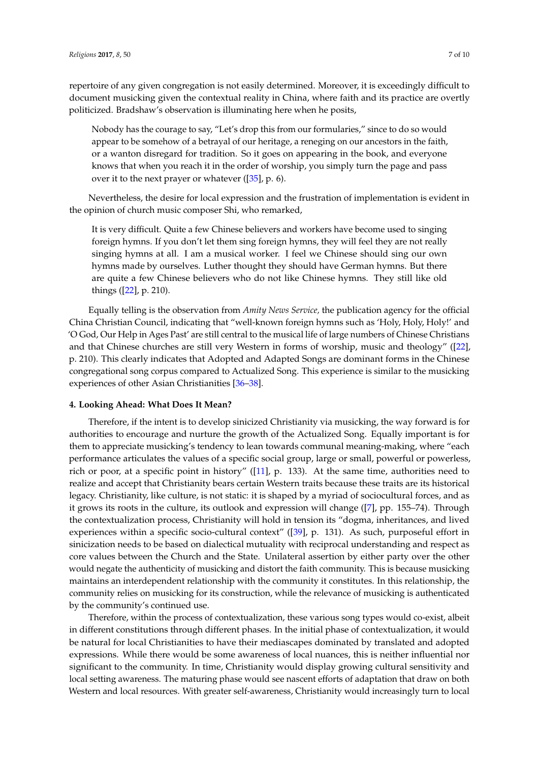repertoire of any given congregation is not easily determined. Moreover, it is exceedingly difficult to document musicking given the contextual reality in China, where faith and its practice are overtly politicized. Bradshaw's observation is illuminating here when he posits,

> Nobody has the courage to say, "Let's drop this from our formularies," since to do so would appear to be somehow of a betrayal of our heritage, a reneging on our ancestors in the faith, or a wanton disregard for tradition. So it goes on appearing in the book, and everyone knows that when you reach it in the order of worship, you simply turn the page and pass over it to the next prayer or whatever ([35], p. 6).

Nevertheless, the desire for local expression and the frustration of implementation is evident in the opinion of church music composer Shi, who remarked,

> It is very difficult. Quite a few Chinese believers and workers have become used to singing foreign hymns. If you don't let them sing foreign hymns, they will feel they are not really singing hymns at all. I am a musical worker. I feel we Chinese should sing our own hymns made by ourselves. Luther thought they should have German hymns. But there are quite a few Chinese believers who do not like Chinese hymns. They still like old things ([22], p. 210).

Equally telling is the observation from *Amity News Service,* the publication agency for the official China Christian Council, indicating that "well-known foreign hymns such as 'Holy, Holy, Holy!' and 'O God, Our Help in Ages Past' are still central to the musical life of large numbers of Chinese Christians and that Chinese churches are still very Western in forms of worship, music and theology" ([22], p. 210). This clearly indicates that Adopted and Adapted Songs are dominant forms in the Chinese congregational song corpus compared to Actualized Song. This experience is similar to the musicking experiences of other Asian Christianities [36–38].

## 4. Looking Ahead: What Does It Mean?

Therefore, if the intent is to develop sinicized Christianity via musicking, the way forward is for authorities to encourage and nurture the growth of the Actualized Song. Equally important is for them to appreciate musicking's tendency to lean towards communal meaning-making, where "each performance articulates the values of a specific social group, large or small, powerful or powerless, rich or poor, at a specific point in history" ([11], p. 133). At the same time, authorities need to realize and accept that Christianity bears certain Western traits because these traits are its historical legacy. Christianity, like culture, is not static: it is shaped by a myriad of sociocultural forces, and as it grows its roots in the culture, its outlook and expression will change ([7], pp. 155–74). Through the contextualization process, Christianity will hold in tension its "dogma, inheritances, and lived experiences within a specific socio-cultural context" ([39], p. 131). As such, purposeful effort in sinicization needs to be based on dialectical mutuality with reciprocal understanding and respect as core values between the Church and the State. Unilateral assertion by either party over the other would negate the authenticity of musicking and distort the faith community. This is because musicking maintains an interdependent relationship with the community it constitutes. In this relationship, the community relies on musicking for its construction, while the relevance of musicking is authenticated by the community's continued use.

Therefore, within the process of contextualization, these various song types would co-exist, albeit in different constitutions through different phases. In the initial phase of contextualization, it would be natural for local Christianities to have their mediascapes dominated by translated and adopted expressions. While there would be some awareness of local nuances, this is neither influential nor significant to the community. In time, Christianity would display growing cultural sensitivity and local setting awareness. The maturing phase would see nascent efforts of adaptation that draw on both Western and local resources. With greater self-awareness, Christianity would increasingly turn to local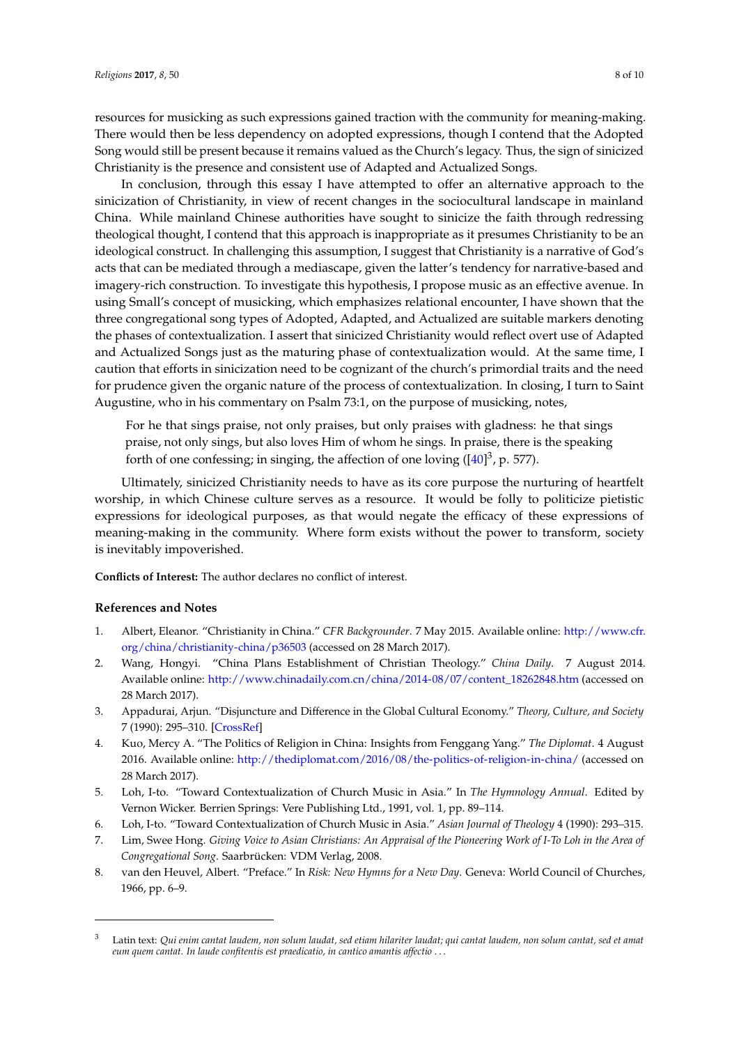resources for musicking as such expressions gained traction with the community for meaning-making. There would then be less dependency on adopted expressions, though I contend that the Adopted Song would still be present because it remains valued as the Church's legacy. Thus, the sign of sinicized Christianity is the presence and consistent use of Adapted and Actualized Songs.

In conclusion, through this essay I have attempted to offer an alternative approach to the sinicization of Christianity, in view of recent changes in the sociocultural landscape in mainland China. While mainland Chinese authorities have sought to sinicize the faith through redressing theological thought, I contend that this approach is inappropriate as it presumes Christianity to be an ideological construct. In challenging this assumption, I suggest that Christianity is a narrative of God's acts that can be mediated through a mediascape, given the latter's tendency for narrative-based and imagery-rich construction. To investigate this hypothesis, I propose music as an effective avenue. In using Small's concept of musicking, which emphasizes relational encounter, I have shown that the three congregational song types of Adopted, Adapted, and Actualized are suitable markers denoting the phases of contextualization. I assert that sinicized Christianity would reflect overt use of Adapted and Actualized Songs just as the maturing phase of contextualization would. At the same time, I caution that efforts in sinicization need to be cognizant of the church's primordial traits and the need for prudence given the organic nature of the process of contextualization. In closing, I turn to Saint Augustine, who in his commentary on Psalm 73:1, on the purpose of musicking, notes,

> For he that sings praise, not only praises, but only praises with gladness: he that sings praise, not only sings, but also loves Him of whom he sings. In praise, there is the speaking forth of one confessing; in singing, the affection of one loving ([40][3], p. 577).

Ultimately, sinicized Christianity needs to have as its core purpose the nurturing of heartfelt worship, in which Chinese culture serves as a resource. It would be folly to politicize pietistic expressions for ideological purposes, as that would negate the efficacy of these expressions of meaning-making in the community. Where form exists without the power to transform, society is inevitably impoverished.

**Conflicts of Interest:** The author declares no conflict of interest.

## References and Notes

1. Albert, Eleanor. "Christianity in China." *CFR Backgrounder*. 7 May 2015. Available online: http://www.cfr.org/china/christianity-china/p36503 (accessed on 28 March 2017).
2. Wang, Hongyi. "China Plans Establishment of Christian Theology." *China Daily*. 7 August 2014. Available online: http://www.chinadaily.com.cn/china/2014-08/07/content_18262848.htm (accessed on 28 March 2017).
3. Appadurai, Arjun. "Disjuncture and Difference in the Global Cultural Economy." *Theory, Culture, and Society* 7 (1990): 295–310. [CrossRef]
4. Kuo, Mercy A. "The Politics of Religion in China: Insights from Fenggang Yang." *The Diplomat*. 4 August 2016. Available online: http://thediplomat.com/2016/08/the-politics-of-religion-in-china/ (accessed on 28 March 2017).
5. Loh, I-to. "Toward Contextualization of Church Music in Asia." In *The Hymnology Annual*. Edited by Vernon Wicker. Berrien Springs: Vere Publishing Ltd., 1991, vol. 1, pp. 89–114.
6. Loh, I-to. "Toward Contextualization of Church Music in Asia." *Asian Journal of Theology* 4 (1990): 293–315.
7. Lim, Swee Hong. *Giving Voice to Asian Christians: An Appraisal of the Pioneering Work of I-To Loh in the Area of Congregational Song*. Saarbrücken: VDM Verlag, 2008.
8. van den Heuvel, Albert. "Preface." In *Risk: New Hymns for a New Day*. Geneva: World Council of Churches, 1966, pp. 6–9.

---

[3] Latin text: *Qui enim cantat laudem, non solum laudat, sed etiam hilariter laudat; qui cantat laudem, non solum cantat, sed et amat eum quem cantat. In laude confitentis est praedicatio, in cantico amantis affectio . . .*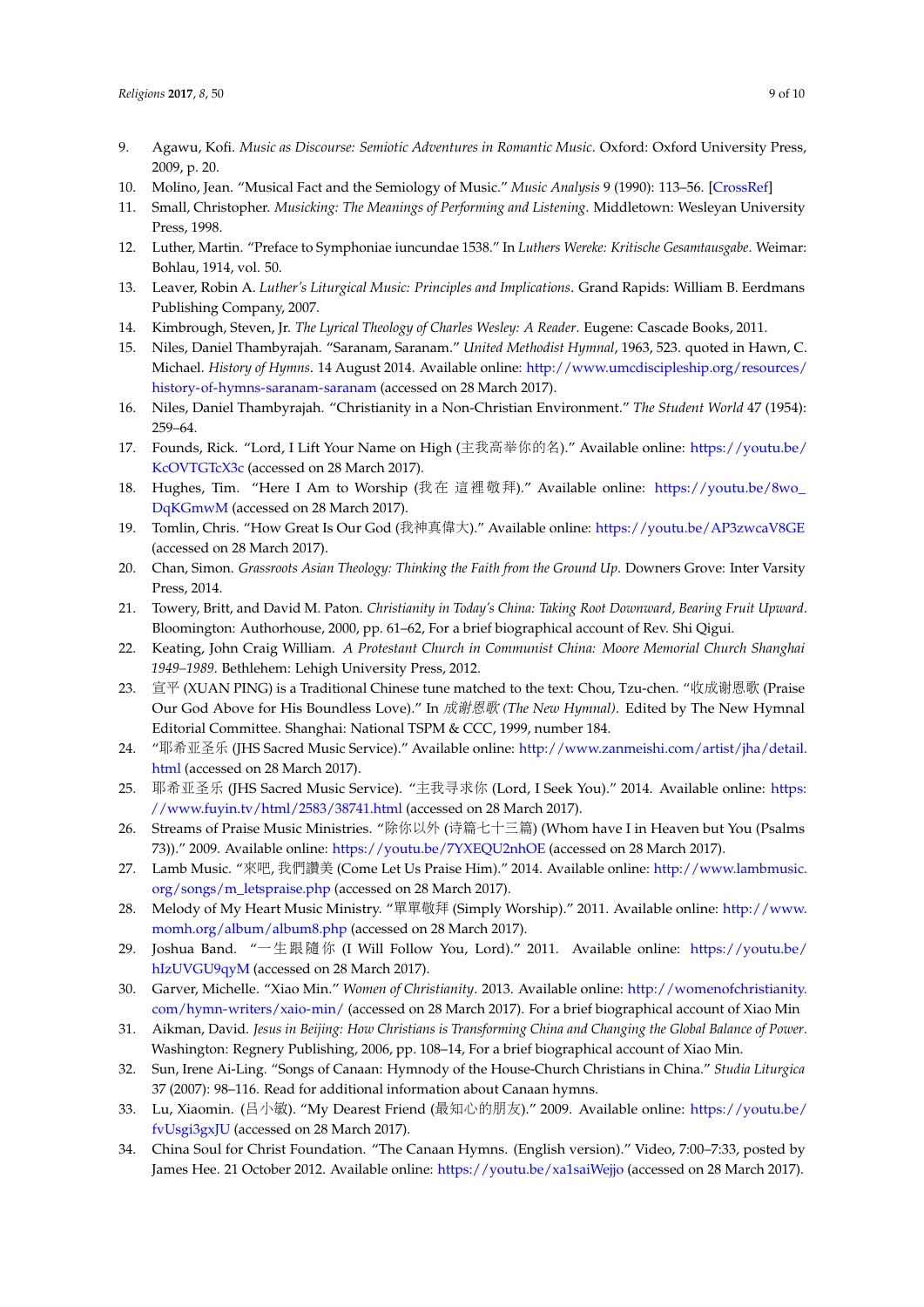9. Agawu, Kofi. *Music as Discourse: Semiotic Adventures in Romantic Music*. Oxford: Oxford University Press, 2009, p. 20.
10. Molino, Jean. "Musical Fact and the Semiology of Music." *Music Analysis* 9 (1990): 113–56. [CrossRef]
11. Small, Christopher. *Musicking: The Meanings of Performing and Listening*. Middletown: Wesleyan University Press, 1998.
12. Luther, Martin. "Preface to Symphoniae iucundae 1538." In *Luthers Wereke: Kritische Gesamtausgabe*. Weimar: Bohlau, 1914, vol. 50.
13. Leaver, Robin A. *Luther's Liturgical Music: Principles and Implications*. Grand Rapids: William B. Eerdmans Publishing Company, 2007.
14. Kimbrough, Steven, Jr. *The Lyrical Theology of Charles Wesley: A Reader*. Eugene: Cascade Books, 2011.
15. Niles, Daniel Thambyrajah. "Saranam, Saranam." *United Methodist Hymnal*, 1963, 523. quoted in Hawn, C. Michael. *History of Hymns*. 14 August 2014. Available online: http://www.umcdiscipleship.org/resources/history-of-hymns-saranam-saranam (accessed on 28 March 2017).
16. Niles, Daniel Thambyrajah. "Christianity in a Non-Christian Environment." *The Student World* 47 (1954): 259–64.
17. Founds, Rick. "Lord, I Lift Your Name on High (主我高举你的名)." Available online: https://youtu.be/KcOVTGTcX3c (accessed on 28 March 2017).
18. Hughes, Tim. "Here I Am to Worship (我在 這裡敬拜)." Available online: https://youtu.be/8wo_DqKGmwM (accessed on 28 March 2017).
19. Tomlin, Chris. "How Great Is Our God (我神真偉大)." Available online: https://youtu.be/AP3zwcaV8GE (accessed on 28 March 2017).
20. Chan, Simon. *Grassroots Asian Theology: Thinking the Faith from the Ground Up*. Downers Grove: Inter Varsity Press, 2014.
21. Towery, Britt, and David M. Paton. *Christianity in Today's China: Taking Root Downward, Bearing Fruit Upward*. Bloomington: Authorhouse, 2000, pp. 61–62, For a brief biographical account of Rev. Shi Qigui.
22. Keating, John Craig William. *A Protestant Church in Communist China: Moore Memorial Church Shanghai 1949–1989*. Bethlehem: Lehigh University Press, 2012.
23. 宣平 (XUAN PING) is a Traditional Chinese tune matched to the text: Chou, Tzu-chen. "收成谢恩歌 (Praise Our God Above for His Boundless Love)." In *成谢恩歌 (The New Hymnal)*. Edited by The New Hymnal Editorial Committee. Shanghai: National TSPM & CCC, 1999, number 184.
24. "耶希亚圣乐 (JHS Sacred Music Service)." Available online: http://www.zanmeishi.com/artist/jha/detail.html (accessed on 28 March 2017).
25. 耶希亚圣乐 (JHS Sacred Music Service). "主我寻求你 (Lord, I Seek You)." 2014. Available online: https://www.fuyin.tv/html/2583/38741.html (accessed on 28 March 2017).
26. Streams of Praise Music Ministries. "除你以外 (诗篇七十三篇) (Whom have I in Heaven but You (Psalms 73))." 2009. Available online: https://youtu.be/7YXEQU2nhOE (accessed on 28 March 2017).
27. Lamb Music. "來吧, 我們讚美 (Come Let Us Praise Him)." 2014. Available online: http://www.lambmusic.org/songs/m_letspraise.php (accessed on 28 March 2017).
28. Melody of My Heart Music Ministry. "單單敬拜 (Simply Worship)." 2011. Available online: http://www.momh.org/album/album8.php (accessed on 28 March 2017).
29. Joshua Band. "一生跟隨你 (I Will Follow You, Lord)." 2011. Available online: https://youtu.be/hIzUVGU9qyM (accessed on 28 March 2017).
30. Garver, Michelle. "Xiao Min." *Women of Christianity*. 2013. Available online: http://womenofchristianity.com/hymn-writers/xaio-min/ (accessed on 28 March 2017). For a brief biographical account of Xiao Min
31. Aikman, David. *Jesus in Beijing: How Christians is Transforming China and Changing the Global Balance of Power*. Washington: Regnery Publishing, 2006, pp. 108–14, For a brief biographical account of Xiao Min.
32. Sun, Irene Ai-Ling. "Songs of Canaan: Hymnody of the House-Church Christians in China." *Studia Liturgica* 37 (2007): 98–116. Read for additional information about Canaan hymns.
33. Lu, Xiaomin. (吕小敏). "My Dearest Friend (最知心的朋友)." 2009. Available online: https://youtu.be/fvUsgi3gxJU (accessed on 28 March 2017).
34. China Soul for Christ Foundation. "The Canaan Hymns. (English version)." Video, 7:00–7:33, posted by James Hee. 21 October 2012. Available online: https://youtu.be/xa1saiWejjo (accessed on 28 March 2017).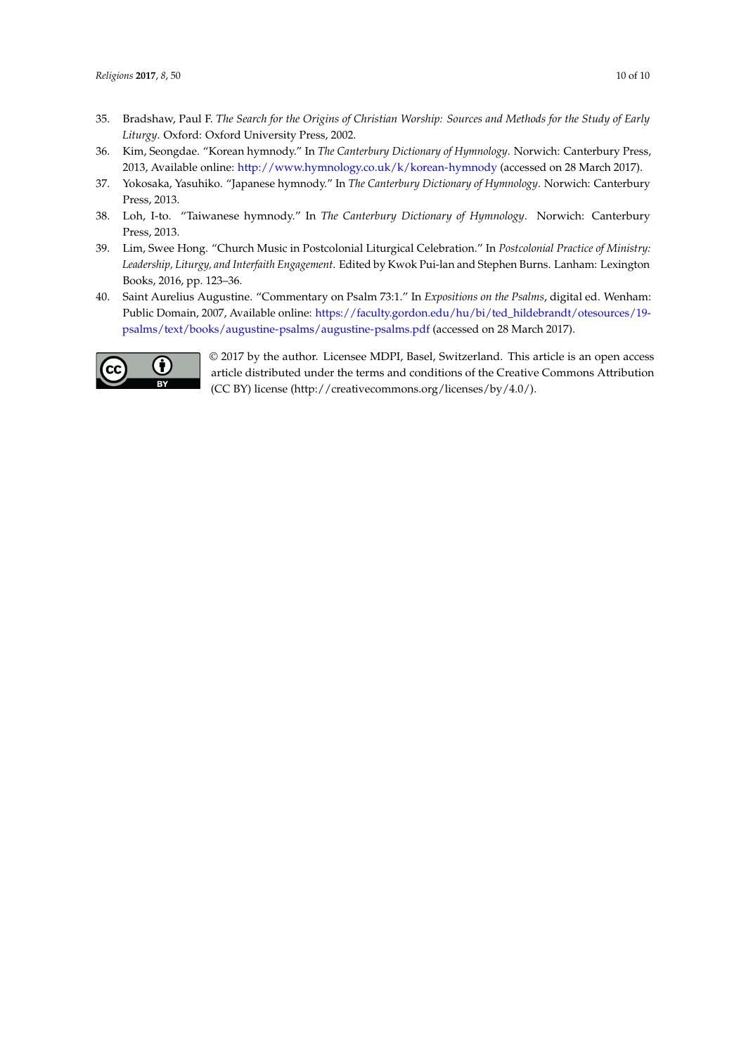35. Bradshaw, Paul F. *The Search for the Origins of Christian Worship: Sources and Methods for the Study of Early Liturgy*. Oxford: Oxford University Press, 2002.
36. Kim, Seongdae. "Korean hymnody." In *The Canterbury Dictionary of Hymnology*. Norwich: Canterbury Press, 2013, Available online: http://www.hymnology.co.uk/k/korean-hymnody (accessed on 28 March 2017).
37. Yokosaka, Yasuhiko. "Japanese hymnody." In *The Canterbury Dictionary of Hymnology*. Norwich: Canterbury Press, 2013.
38. Loh, I-to. "Taiwanese hymnody." In *The Canterbury Dictionary of Hymnology*. Norwich: Canterbury Press, 2013.
39. Lim, Swee Hong. "Church Music in Postcolonial Liturgical Celebration." In *Postcolonial Practice of Ministry: Leadership, Liturgy, and Interfaith Engagement*. Edited by Kwok Pui-lan and Stephen Burns. Lanham: Lexington Books, 2016, pp. 123–36.
40. Saint Aurelius Augustine. "Commentary on Psalm 73:1." In *Expositions on the Psalms*, digital ed. Wenham: Public Domain, 2007, Available online: https://faculty.gordon.edu/hu/bi/ted_hildebrandt/otesources/19-psalms/text/books/augustine-psalms/augustine-psalms.pdf (accessed on 28 March 2017).

© 2017 by the author. Licensee MDPI, Basel, Switzerland. This article is an open access article distributed under the terms and conditions of the Creative Commons Attribution (CC BY) license (http://creativecommons.org/licenses/by/4.0/).